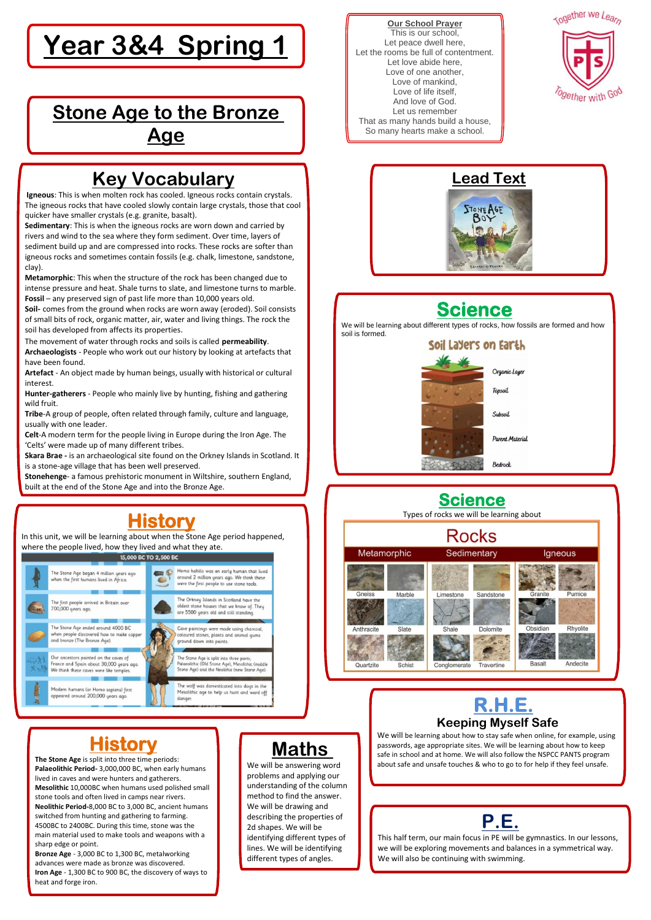# Year 3&4 Spring 1

## Stone Age to the Bronze Age

**Our School Prayer**

This is our school,
Let peace dwell here,
Let the rooms be full of contentment.
Let love abide here,
Love of one another,
Love of mankind,
Love of life itself,
And love of God.
Let us remember
That as many hands build a house,
So many hearts make a school.

Together we Learn
PTS
Together with God

## Key Vocabulary

**Igneous**: This is when molten rock has cooled. Igneous rocks contain crystals. The igneous rocks that have cooled slowly contain large crystals, those that cool quicker have smaller crystals (e.g. granite, basalt).

**Sedimentary**: This is when the igneous rocks are worn down and carried by rivers and wind to the sea where they form sediment. Over time, layers of sediment build up and are compressed into rocks. These rocks are softer than igneous rocks and sometimes contain fossils (e.g. chalk, limestone, sandstone, clay).

**Metamorphic**: This when the structure of the rock has been changed due to intense pressure and heat. Shale turns to slate, and limestone turns to marble.

**Fossil** – any preserved sign of past life more than 10,000 years old.

**Soil-** comes from the ground when rocks are worn away (eroded). Soil consists of small bits of rock, organic matter, air, water and living things. The rock the soil has developed from affects its properties.

The movement of water through rocks and soils is called **permeability**.

**Archaeologists** - People who work out our history by looking at artefacts that have been found.

**Artefact** - An object made by human beings, usually with historical or cultural interest.

**Hunter-gatherers** - People who mainly live by hunting, fishing and gathering wild fruit.

**Tribe**-A group of people, often related through family, culture and language, usually with one leader.

**Celt**-A modern term for the people living in Europe during the Iron Age. The 'Celts' were made up of many different tribes.

**Skara Brae -** is an archaeological site found on the Orkney Islands in Scotland. It is a stone-age village that has been well preserved.

**Stonehenge**- a famous prehistoric monument in Wiltshire, southern England, built at the end of the Stone Age and into the Bronze Age.

## Lead Text

Stone Age Boy – Satoshi Kitamura

## Science

We will be learning about different types of rocks, how fossils are formed and how soil is formed.

**Soil Layers on Earth**

- Organic Layer
- Topsoil
- Subsoil
- Parent Material
- Bedrock

## History

In this unit, we will be learning about when the Stone Age period happened, where the people lived, how they lived and what they ate.

**15,000 BC TO 2,500 BC**

- The Stone Age began 4 million years ago when the first humans lived in Africa.
- Homo habilis was an early human that lived around 2 million years ago. We think these were the first people to use stone tools.
- The first people arrived in Britain over 700,000 years ago.
- The Orkney Islands in Scotland have the oldest stone houses that we know of. They are 5500 years old and still standing.
- The Stone Age ended around 4000 BC when people discovered how to make copper and bronze (The Bronze Age).
- Cave paintings were made using charcoal, coloured stones, plants and animal gums ground down into paints.
- Our ancestors painted on the caves of France and Spain about 30,000 years ago. We think these caves were like temples.
- The Stone Age is split into three parts; Palaeolithic (Old Stone Age), Mesolithic (middle Stone Age) and the Neolithic (new Stone Age).
- Modern humans (or Homo sapiens) first appeared around 200,000 years ago.
- The wolf was domesticated into dogs in the Mesolithic age to help us hunt and ward off danger.

## Science

Types of rocks we will be learning about

**Rocks**

| Metamorphic | | Sedimentary | | Igneous | |
|---|---|---|---|---|---|
| Gneiss | Marble | Limestone | Sandstone | Granite | Pumice |
| Anthracite | Slate | Shale | Dolomite | Obsidian | Rhyolite |
| Quartzite | Schist | Conglomerate | Travertine | Basalt | Andecite |

## History

**The Stone Age** is split into three time periods:

**Palaeolithic Period-** 3,000,000 BC, when early humans lived in caves and were hunters and gatherers.

**Mesolithic** 10,000BC when humans used polished small stone tools and often lived in camps near rivers.

**Neolithic Period**-8,000 BC to 3,000 BC, ancient humans switched from hunting and gathering to farming. 4500BC to 2400BC. During this time, stone was the main material used to make tools and weapons with a sharp edge or point.

**Bronze Age** - 3,000 BC to 1,300 BC, metalworking advances were made as bronze was discovered.

**Iron Age** - 1,300 BC to 900 BC, the discovery of ways to heat and forge iron.

## Maths

We will be answering word problems and applying our understanding of the column method to find the answer. We will be drawing and describing the properties of 2d shapes. We will be identifying different types of lines. We will be identifying different types of angles.

## R.H.E.

### Keeping Myself Safe

We will be learning about how to stay safe when online, for example, using passwords, age appropriate sites. We will be learning about how to keep safe in school and at home. We will also follow the NSPCC PANTS program about safe and unsafe touches & who to go to for help if they feel unsafe.

## P.E.

This half term, our main focus in PE will be gymnastics. In our lessons, we will be exploring movements and balances in a symmetrical way. We will also be continuing with swimming.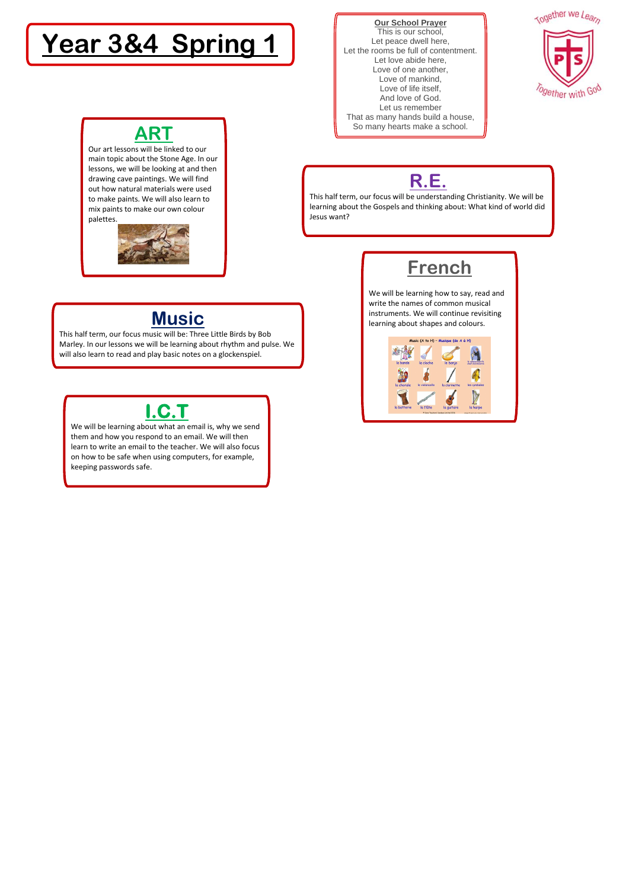# Year 3&4 Spring 1

**Our School Prayer**

This is our school,
Let peace dwell here,
Let the rooms be full of contentment.
Let love abide here,
Love of one another,
Love of mankind,
Love of life itself,
And love of God.
Let us remember
That as many hands build a house,
So many hearts make a school.

Together we Learn
Together with God

## ART

Our art lessons will be linked to our main topic about the Stone Age. In our lessons, we will be looking at and then drawing cave paintings. We will find out how natural materials were used to make paints. We will also learn to mix paints to make our own colour palettes.

## R.E.

This half term, our focus will be understanding Christianity. We will be learning about the Gospels and thinking about: What kind of world did Jesus want?

## French

We will be learning how to say, read and write the names of common musical instruments. We will continue revisiting learning about shapes and colours.

## Music

This half term, our focus music will be: Three Little Birds by Bob Marley. In our lessons we will be learning about rhythm and pulse. We will also learn to read and play basic notes on a glockenspiel.

## I.C.T

We will be learning about what an email is, why we send them and how you respond to an email. We will then learn to write an email to the teacher. We will also focus on how to be safe when using computers, for example, keeping passwords safe.